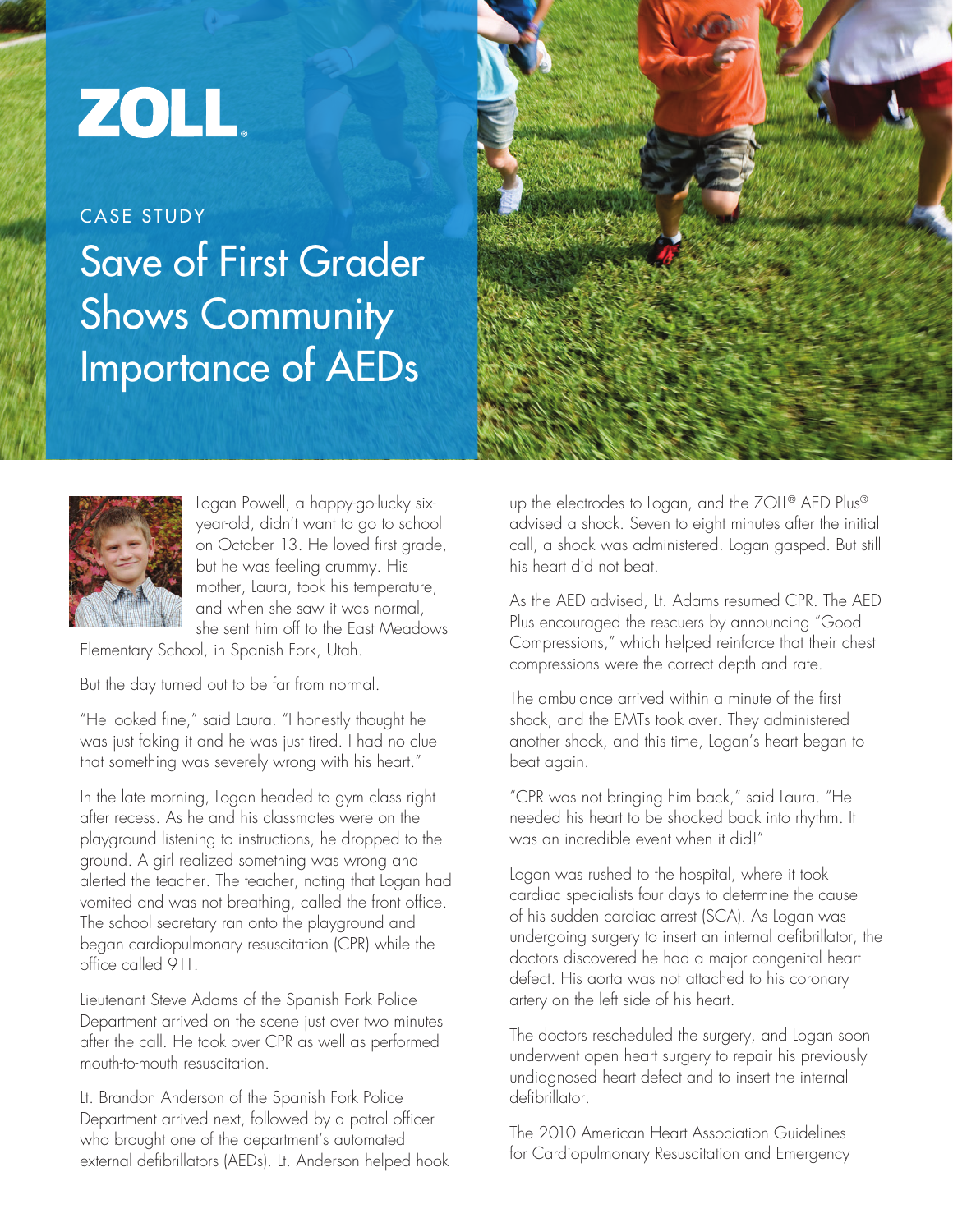ZOLL

CASE STUDY

# Save of First Grader Shows Community Importance of AEDs

Logan Powell, a happy-go-lucky six-year-old, didn't want to go to school on October 13. He loved first grade, but he was feeling crummy. His mother, Laura, took his temperature, and when she saw it was normal, she sent him off to the East Meadows Elementary School, in Spanish Fork, Utah.

But the day turned out to be far from normal.

"He looked fine," said Laura. "I honestly thought he was just faking it and he was just tired. I had no clue that something was severely wrong with his heart."

In the late morning, Logan headed to gym class right after recess. As he and his classmates were on the playground listening to instructions, he dropped to the ground. A girl realized something was wrong and alerted the teacher. The teacher, noting that Logan had vomited and was not breathing, called the front office. The school secretary ran onto the playground and began cardiopulmonary resuscitation (CPR) while the office called 911.

Lieutenant Steve Adams of the Spanish Fork Police Department arrived on the scene just over two minutes after the call. He took over CPR as well as performed mouth-to-mouth resuscitation.

Lt. Brandon Anderson of the Spanish Fork Police Department arrived next, followed by a patrol officer who brought one of the department's automated external defibrillators (AEDs). Lt. Anderson helped hook up the electrodes to Logan, and the ZOLL® AED Plus® advised a shock. Seven to eight minutes after the initial call, a shock was administered. Logan gasped. But still his heart did not beat.

As the AED advised, Lt. Adams resumed CPR. The AED Plus encouraged the rescuers by announcing "Good Compressions," which helped reinforce that their chest compressions were the correct depth and rate.

The ambulance arrived within a minute of the first shock, and the EMTs took over. They administered another shock, and this time, Logan's heart began to beat again.

"CPR was not bringing him back," said Laura. "He needed his heart to be shocked back into rhythm. It was an incredible event when it did!"

Logan was rushed to the hospital, where it took cardiac specialists four days to determine the cause of his sudden cardiac arrest (SCA). As Logan was undergoing surgery to insert an internal defibrillator, the doctors discovered he had a major congenital heart defect. His aorta was not attached to his coronary artery on the left side of his heart.

The doctors rescheduled the surgery, and Logan soon underwent open heart surgery to repair his previously undiagnosed heart defect and to insert the internal defibrillator.

The 2010 American Heart Association Guidelines for Cardiopulmonary Resuscitation and Emergency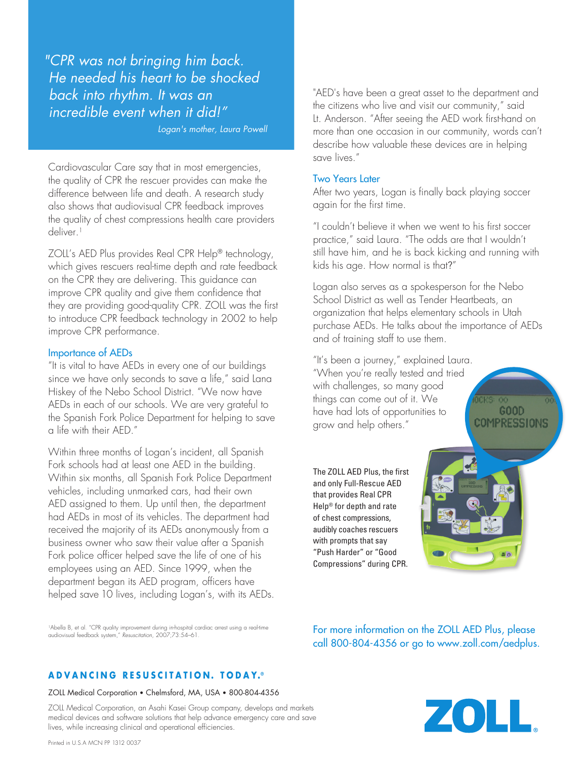*"CPR was not bringing him back. He needed his heart to be shocked back into rhythm. It was an incredible event when it did!"*

*Logan's mother, Laura Powell*

Cardiovascular Care say that in most emergencies, the quality of CPR the rescuer provides can make the difference between life and death. A research study also shows that audiovisual CPR feedback improves the quality of chest compressions health care providers deliver.[1]

ZOLL's AED Plus provides Real CPR Help® technology, which gives rescuers real-time depth and rate feedback on the CPR they are delivering. This guidance can improve CPR quality and give them confidence that they are providing good-quality CPR. ZOLL was the first to introduce CPR feedback technology in 2002 to help improve CPR performance.

## Importance of AEDs

"It is vital to have AEDs in every one of our buildings since we have only seconds to save a life," said Lana Hiskey of the Nebo School District. "We now have AEDs in each of our schools. We are very grateful to the Spanish Fork Police Department for helping to save a life with their AED."

Within three months of Logan's incident, all Spanish Fork schools had at least one AED in the building. Within six months, all Spanish Fork Police Department vehicles, including unmarked cars, had their own AED assigned to them. Up until then, the department had AEDs in most of its vehicles. The department had received the majority of its AEDs anonymously from a business owner who saw their value after a Spanish Fork police officer helped save the life of one of his employees using an AED. Since 1999, when the department began its AED program, officers have helped save 10 lives, including Logan's, with its AEDs.

"AED's have been a great asset to the department and the citizens who live and visit our community," said Lt. Anderson. "After seeing the AED work first-hand on more than one occasion in our community, words can't describe how valuable these devices are in helping save lives."

## Two Years Later

After two years, Logan is finally back playing soccer again for the first time.

"I couldn't believe it when we went to his first soccer practice," said Laura. "The odds are that I wouldn't still have him, and he is back kicking and running with kids his age. How normal is that?"

Logan also serves as a spokesperson for the Nebo School District as well as Tender Heartbeats, an organization that helps elementary schools in Utah purchase AEDs. He talks about the importance of AEDs and of training staff to use them.

"It's been a journey," explained Laura. "When you're really tested and tried with challenges, so many good things can come out of it. We have had lots of opportunities to grow and help others."

The ZOLL AED Plus, the first and only Full-Rescue AED that provides Real CPR Help® for depth and rate of chest compressions, audibly coaches rescuers with prompts that say "Push Harder" or "Good Compressions" during CPR.

[1]Abella B, et al. "CPR quality improvement during in-hospital cardiac arrest using a real-time audiovisual feedback system," *Resuscitation*, 2007;73:54–61.

For more information on the ZOLL AED Plus, please call 800-804-4356 or go to www.zoll.com/aedplus.

**ADVANCING RESUSCITATION. TODAY.®**

ZOLL Medical Corporation • Chelmsford, MA, USA • 800-804-4356

ZOLL Medical Corporation, an Asahi Kasei Group company, develops and markets medical devices and software solutions that help advance emergency care and save lives, while increasing clinical and operational efficiencies.

ZOLL®

Printed in U.S.A MCN PP 1312 0037